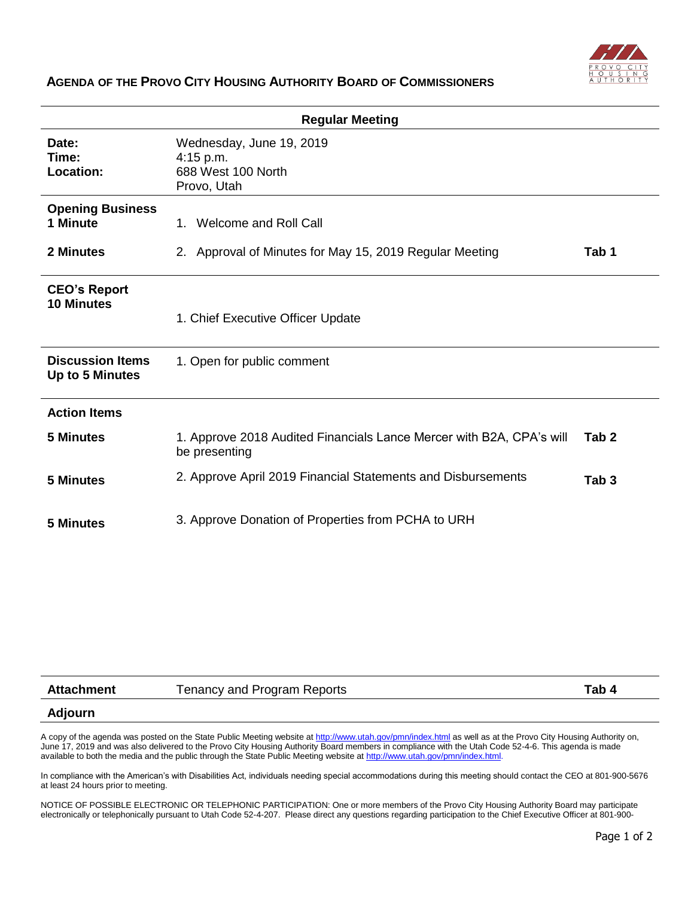# AGENDA OF THE PROVO CITY HOUSING AUTHORITY BOARD OF COMMISSIONERS

## Regular Meeting

| | | |
|---|---|---|
| **Date:** | Wednesday, June 19, 2019 | |
| **Time:** | 4:15 p.m. | |
| **Location:** | 688 West 100 North<br>Provo, Utah | |
| **Opening Business** | | |
| **1 Minute** | 1. Welcome and Roll Call | |
| **2 Minutes** | 2. Approval of Minutes for May 15, 2019 Regular Meeting | **Tab 1** |
| **CEO's Report** | | |
| **10 Minutes** | 1. Chief Executive Officer Update | |
| **Discussion Items**<br>**Up to 5 Minutes** | 1. Open for public comment | |
| **Action Items** | | |
| **5 Minutes** | 1. Approve 2018 Audited Financials Lance Mercer with B2A, CPA's will be presenting | **Tab 2** |
| **5 Minutes** | 2. Approve April 2019 Financial Statements and Disbursements | **Tab 3** |
| **5 Minutes** | 3. Approve Donation of Properties from PCHA to URH | |
| **Attachment** | Tenancy and Program Reports | **Tab 4** |
| **Adjourn** | | |

A copy of the agenda was posted on the State Public Meeting website at http://www.utah.gov/pmn/index.html as well as at the Provo City Housing Authority on, June 17, 2019 and was also delivered to the Provo City Housing Authority Board members in compliance with the Utah Code 52-4-6. This agenda is made available to both the media and the public through the State Public Meeting website at http://www.utah.gov/pmn/index.html.

In compliance with the American's with Disabilities Act, individuals needing special accommodations during this meeting should contact the CEO at 801-900-5676 at least 24 hours prior to meeting.

NOTICE OF POSSIBLE ELECTRONIC OR TELEPHONIC PARTICIPATION: One or more members of the Provo City Housing Authority Board may participate electronically or telephonically pursuant to Utah Code 52-4-207. Please direct any questions regarding participation to the Chief Executive Officer at 801-900-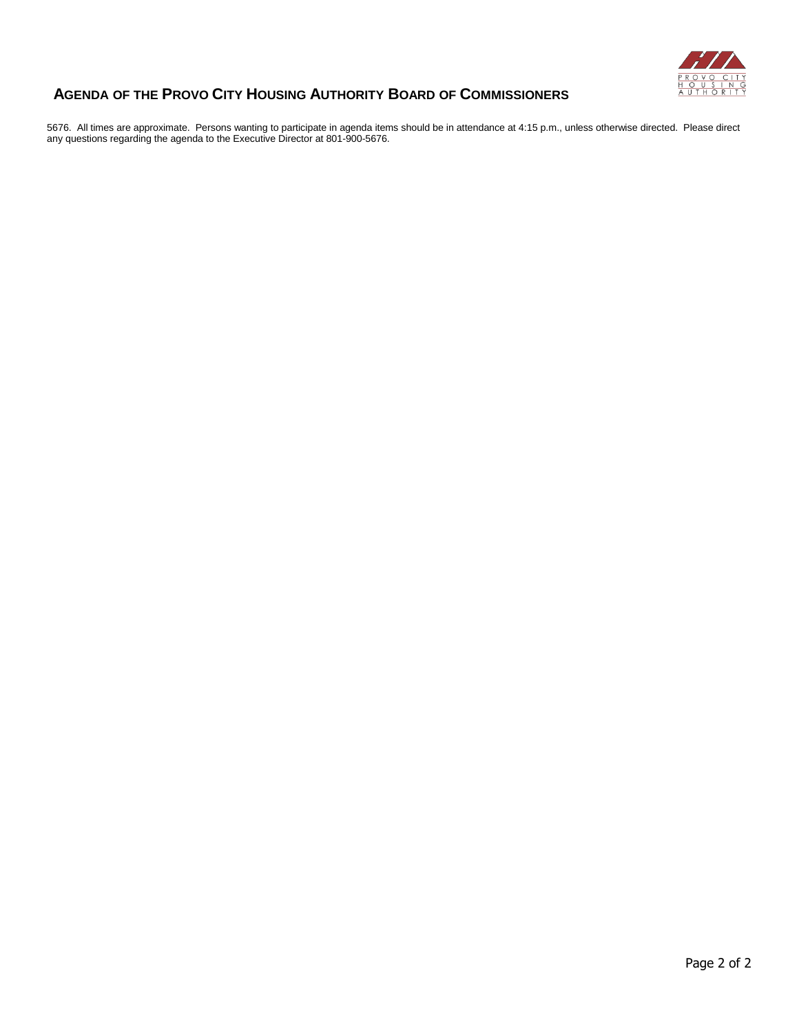## AGENDA OF THE PROVO CITY HOUSING AUTHORITY BOARD OF COMMISSIONERS

5676. All times are approximate. Persons wanting to participate in agenda items should be in attendance at 4:15 p.m., unless otherwise directed. Please direct any questions regarding the agenda to the Executive Director at 801-900-5676.